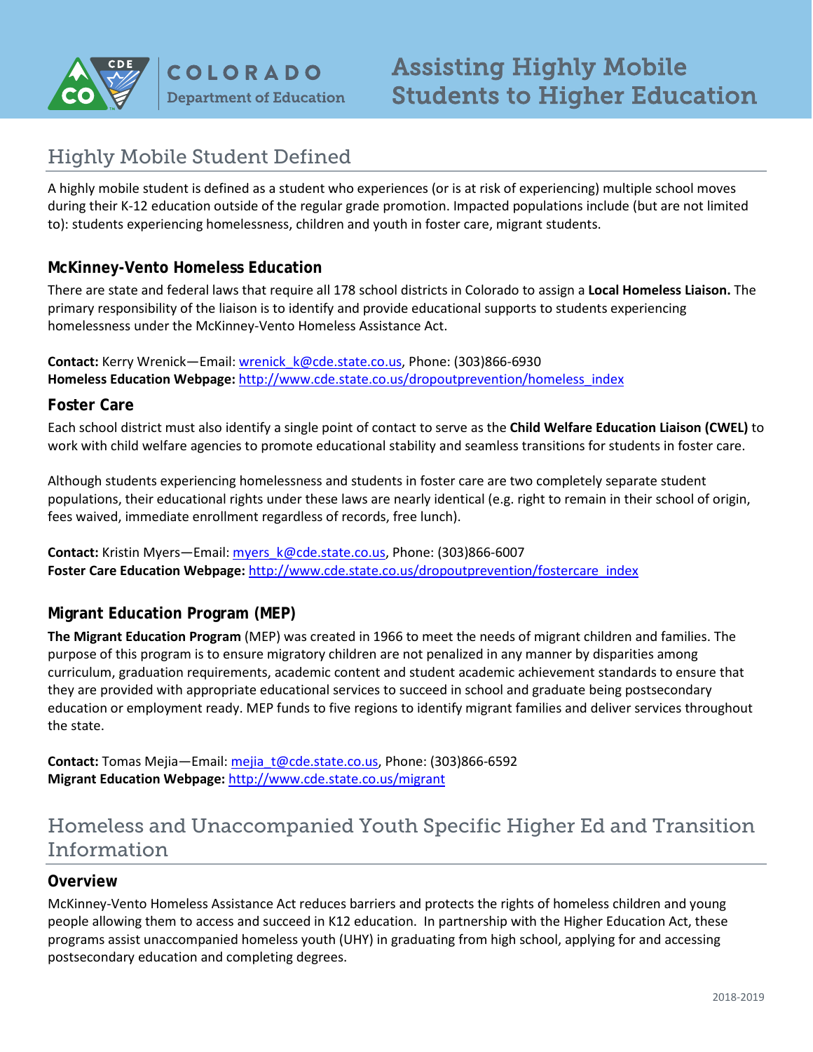COLORADO Department of Education

# Assisting Highly Mobile Students to Higher Education

## Highly Mobile Student Defined

A highly mobile student is defined as a student who experiences (or is at risk of experiencing) multiple school moves during their K-12 education outside of the regular grade promotion. Impacted populations include (but are not limited to): students experiencing homelessness, children and youth in foster care, migrant students.

### McKinney-Vento Homeless Education

There are state and federal laws that require all 178 school districts in Colorado to assign a **Local Homeless Liaison.** The primary responsibility of the liaison is to identify and provide educational supports to students experiencing homelessness under the McKinney-Vento Homeless Assistance Act.

**Contact:** Kerry Wrenick—Email: wrenick_k@cde.state.co.us, Phone: (303)866-6930
**Homeless Education Webpage:** http://www.cde.state.co.us/dropoutprevention/homeless_index

### Foster Care

Each school district must also identify a single point of contact to serve as the **Child Welfare Education Liaison (CWEL)** to work with child welfare agencies to promote educational stability and seamless transitions for students in foster care.

Although students experiencing homelessness and students in foster care are two completely separate student populations, their educational rights under these laws are nearly identical (e.g. right to remain in their school of origin, fees waived, immediate enrollment regardless of records, free lunch).

**Contact:** Kristin Myers—Email: myers_k@cde.state.co.us, Phone: (303)866-6007
**Foster Care Education Webpage:** http://www.cde.state.co.us/dropoutprevention/fostercare_index

### Migrant Education Program (MEP)

**The Migrant Education Program** (MEP) was created in 1966 to meet the needs of migrant children and families. The purpose of this program is to ensure migratory children are not penalized in any manner by disparities among curriculum, graduation requirements, academic content and student academic achievement standards to ensure that they are provided with appropriate educational services to succeed in school and graduate being postsecondary education or employment ready. MEP funds to five regions to identify migrant families and deliver services throughout the state.

**Contact:** Tomas Mejia—Email: mejia_t@cde.state.co.us, Phone: (303)866-6592
**Migrant Education Webpage:** http://www.cde.state.co.us/migrant

## Homeless and Unaccompanied Youth Specific Higher Ed and Transition Information

### Overview

McKinney-Vento Homeless Assistance Act reduces barriers and protects the rights of homeless children and young people allowing them to access and succeed in K12 education. In partnership with the Higher Education Act, these programs assist unaccompanied homeless youth (UHY) in graduating from high school, applying for and accessing postsecondary education and completing degrees.

2018-2019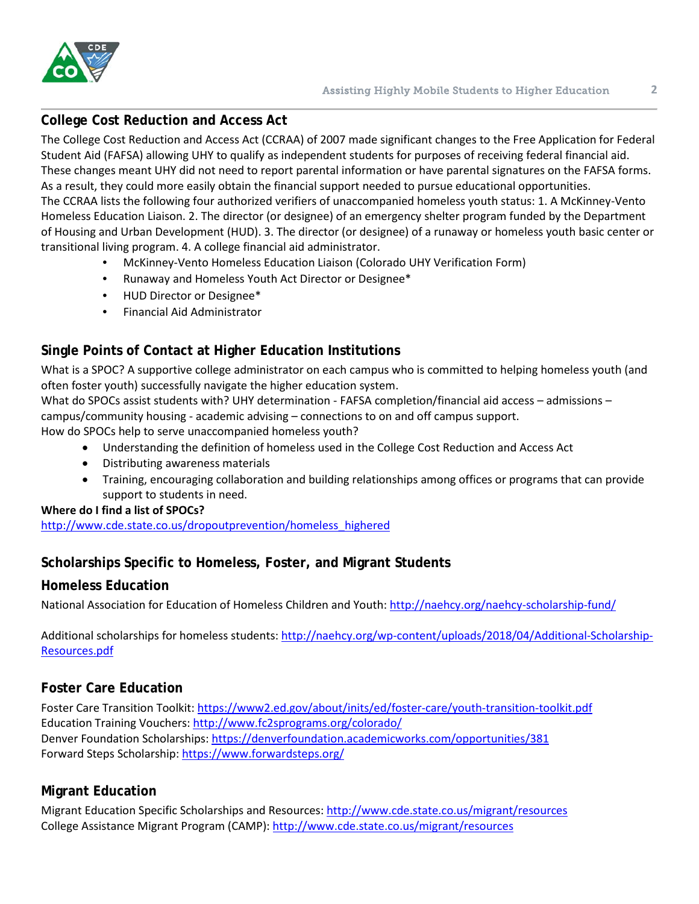## College Cost Reduction and Access Act

The College Cost Reduction and Access Act (CCRAA) of 2007 made significant changes to the Free Application for Federal Student Aid (FAFSA) allowing UHY to qualify as independent students for purposes of receiving federal financial aid. These changes meant UHY did not need to report parental information or have parental signatures on the FAFSA forms. As a result, they could more easily obtain the financial support needed to pursue educational opportunities.
The CCRAA lists the following four authorized verifiers of unaccompanied homeless youth status: 1. A McKinney-Vento Homeless Education Liaison. 2. The director (or designee) of an emergency shelter program funded by the Department of Housing and Urban Development (HUD). 3. The director (or designee) of a runaway or homeless youth basic center or transitional living program. 4. A college financial aid administrator.

- McKinney-Vento Homeless Education Liaison (Colorado UHY Verification Form)
- Runaway and Homeless Youth Act Director or Designee*
- HUD Director or Designee*
- Financial Aid Administrator

## Single Points of Contact at Higher Education Institutions

What is a SPOC? A supportive college administrator on each campus who is committed to helping homeless youth (and often foster youth) successfully navigate the higher education system.
What do SPOCs assist students with? UHY determination - FAFSA completion/financial aid access – admissions – campus/community housing - academic advising – connections to on and off campus support.
How do SPOCs help to serve unaccompanied homeless youth?

- Understanding the definition of homeless used in the College Cost Reduction and Access Act
- Distributing awareness materials
- Training, encouraging collaboration and building relationships among offices or programs that can provide support to students in need.

**Where do I find a list of SPOCs?**
http://www.cde.state.co.us/dropoutprevention/homeless_highered

## Scholarships Specific to Homeless, Foster, and Migrant Students

### Homeless Education

National Association for Education of Homeless Children and Youth: http://naehcy.org/naehcy-scholarship-fund/

Additional scholarships for homeless students: http://naehcy.org/wp-content/uploads/2018/04/Additional-Scholarship-Resources.pdf

### Foster Care Education

Foster Care Transition Toolkit: https://www2.ed.gov/about/inits/ed/foster-care/youth-transition-toolkit.pdf
Education Training Vouchers: http://www.fc2sprograms.org/colorado/
Denver Foundation Scholarships: https://denverfoundation.academicworks.com/opportunities/381
Forward Steps Scholarship: https://www.forwardsteps.org/

### Migrant Education

Migrant Education Specific Scholarships and Resources: http://www.cde.state.co.us/migrant/resources
College Assistance Migrant Program (CAMP): http://www.cde.state.co.us/migrant/resources